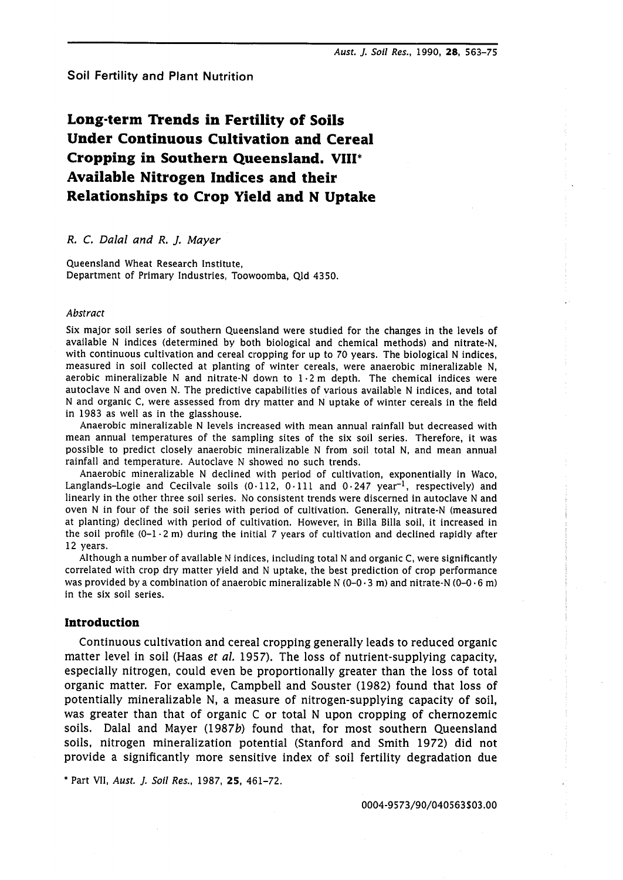Soil Fertility and Plant Nutrition

# Long-term Trends in Fertility of Soils Under Continuous Cultivation and Cereal Cropping in Southern Queensland. VIII* Available Nitrogen Indices and their Relationships to Crop Yield and N Uptake

*R. C. Dalal and R. J. Mayer*

Queensland Wheat Research Institute, Department of Primary Industries, Toowoomba, Qld 4350.

### *Abstract*

Six major soil series of southern Queensland were studied for the changes in the levels of available N indices (determined by both biological and chemical methods) and nitrate-N, with continuous cultivation and cereal cropping for up to 70 years. The biological N indices, measured in soil collected at planting of winter cereals, were anaerobic mineralizable N, aerobic mineralizable N and nitrate-N down to 1·2 m depth. The chemical indices were autoclave N and oven N. The predictive capabilities of various available N indices, and total N and organic C, were assessed from dry matter and N uptake of winter cereals in the field in 1983 as well as in the glasshouse.

Anaerobic mineralizable N levels increased with mean annual rainfall but decreased with mean annual temperatures of the sampling sites of the six soil series. Therefore, it was possible to predict closely anaerobic mineralizable N from soil total N, and mean annual rainfall and temperature. Autoclave N showed no such trends.

Anaerobic mineralizable N declined with period of cultivation, exponentially in Waco, Langlands-Logie and Cecilvale soils (0·112, 0·111 and 0·247 $year^{-1}$, respectively) and linearly in the other three soil series. No consistent trends were discerned in autoclave N and oven N in four of the soil series with period of cultivation. Generally, nitrate-N (measured at planting) declined with period of cultivation. However, in Billa Billa soil, it increased in the soil profile (0–1·2 m) during the initial 7 years of cultivation and declined rapidly after 12 years.

Although a number of available N indices, including total N and organic C, were significantly correlated with crop dry matter yield and N uptake, the best prediction of crop performance was provided by a combination of anaerobic mineralizable N (0–0·3 m) and nitrate-N (0–0·6 m) in the six soil series.

## Introduction

Continuous cultivation and cereal cropping generally leads to reduced organic matter level in soil (Haas *et al.* 1957). The loss of nutrient-supplying capacity, especially nitrogen, could even be proportionally greater than the loss of total organic matter. For example, Campbell and Souster (1982) found that loss of potentially mineralizable N, a measure of nitrogen-supplying capacity of soil, was greater than that of organic C or total N upon cropping of chernozemic soils. Dalal and Mayer (1987*b*) found that, for most southern Queensland soils, nitrogen mineralization potential (Stanford and Smith 1972) did not provide a significantly more sensitive index of soil fertility degradation due

\* Part VII, *Aust. J. Soil Res.*, 1987, **25**, 461–72.

0004-9573/90/040563$03.00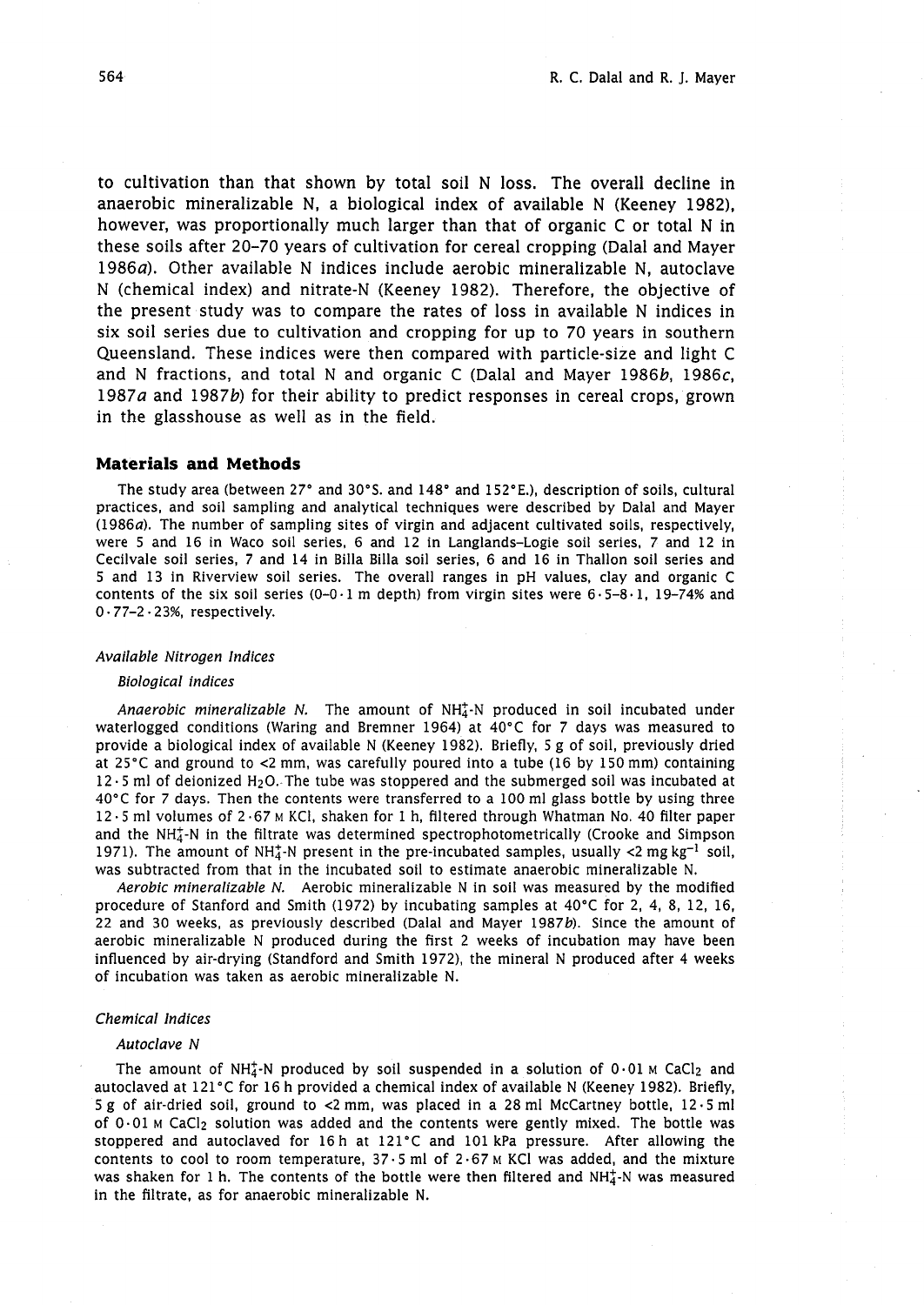to cultivation than that shown by total soil N loss. The overall decline in anaerobic mineralizable N, a biological index of available N (Keeney 1982), however, was proportionally much larger than that of organic C or total N in these soils after 20–70 years of cultivation for cereal cropping (Dalal and Mayer 1986*a*). Other available N indices include aerobic mineralizable N, autoclave N (chemical index) and nitrate-N (Keeney 1982). Therefore, the objective of the present study was to compare the rates of loss in available N indices in six soil series due to cultivation and cropping for up to 70 years in southern Queensland. These indices were then compared with particle-size and light C and N fractions, and total N and organic C (Dalal and Mayer 1986*b*, 1986*c*, 1987*a* and 1987*b*) for their ability to predict responses in cereal crops, grown in the glasshouse as well as in the field.

## Materials and Methods

The study area (between 27° and 30°S. and 148° and 152°E.), description of soils, cultural practices, and soil sampling and analytical techniques were described by Dalal and Mayer (1986*a*). The number of sampling sites of virgin and adjacent cultivated soils, respectively, were 5 and 16 in Waco soil series, 6 and 12 in Langlands–Logie soil series, 7 and 12 in Cecilvale soil series, 7 and 14 in Billa Billa soil series, 6 and 16 in Thallon soil series and 5 and 13 in Riverview soil series. The overall ranges in pH values, clay and organic C contents of the six soil series (0–0·1 m depth) from virgin sites were 6·5–8·1, 19–74% and 0·77–2·23%, respectively.

### *Available Nitrogen Indices*

#### *Biological indices*

*Anaerobic mineralizable N.* The amount of $NH_4^+$-N produced in soil incubated under waterlogged conditions (Waring and Bremner 1964) at 40°C for 7 days was measured to provide a biological index of available N (Keeney 1982). Briefly, 5 g of soil, previously dried at 25°C and ground to <2 mm, was carefully poured into a tube (16 by 150 mm) containing 12·5 ml of deionized $H_2O$. The tube was stoppered and the submerged soil was incubated at 40°C for 7 days. Then the contents were transferred to a 100 ml glass bottle by using three 12·5 ml volumes of 2·67 M KCl, shaken for 1 h, filtered through Whatman No. 40 filter paper and the $NH_4^+$-N in the filtrate was determined spectrophotometrically (Crooke and Simpson 1971). The amount of $NH_4^+$-N present in the pre-incubated samples, usually <2 mg $kg^{-1}$ soil, was subtracted from that in the incubated soil to estimate anaerobic mineralizable N.

*Aerobic mineralizable N.* Aerobic mineralizable N in soil was measured by the modified procedure of Stanford and Smith (1972) by incubating samples at 40°C for 2, 4, 8, 12, 16, 22 and 30 weeks, as previously described (Dalal and Mayer 1987*b*). Since the amount of aerobic mineralizable N produced during the first 2 weeks of incubation may have been influenced by air-drying (Standford and Smith 1972), the mineral N produced after 4 weeks of incubation was taken as aerobic mineralizable N.

### *Chemical Indices*

#### *Autoclave N*

The amount of $NH_4^+$-N produced by soil suspended in a solution of 0·01 M $CaCl_2$ and autoclaved at 121°C for 16 h provided a chemical index of available N (Keeney 1982). Briefly, 5 g of air-dried soil, ground to <2 mm, was placed in a 28 ml McCartney bottle, 12·5 ml of 0·01 M $CaCl_2$ solution was added and the contents were gently mixed. The bottle was stoppered and autoclaved for 16 h at 121°C and 101 kPa pressure. After allowing the contents to cool to room temperature, 37·5 ml of 2·67 M KCl was added, and the mixture was shaken for 1 h. The contents of the bottle were then filtered and $NH_4^+$-N was measured in the filtrate, as for anaerobic mineralizable N.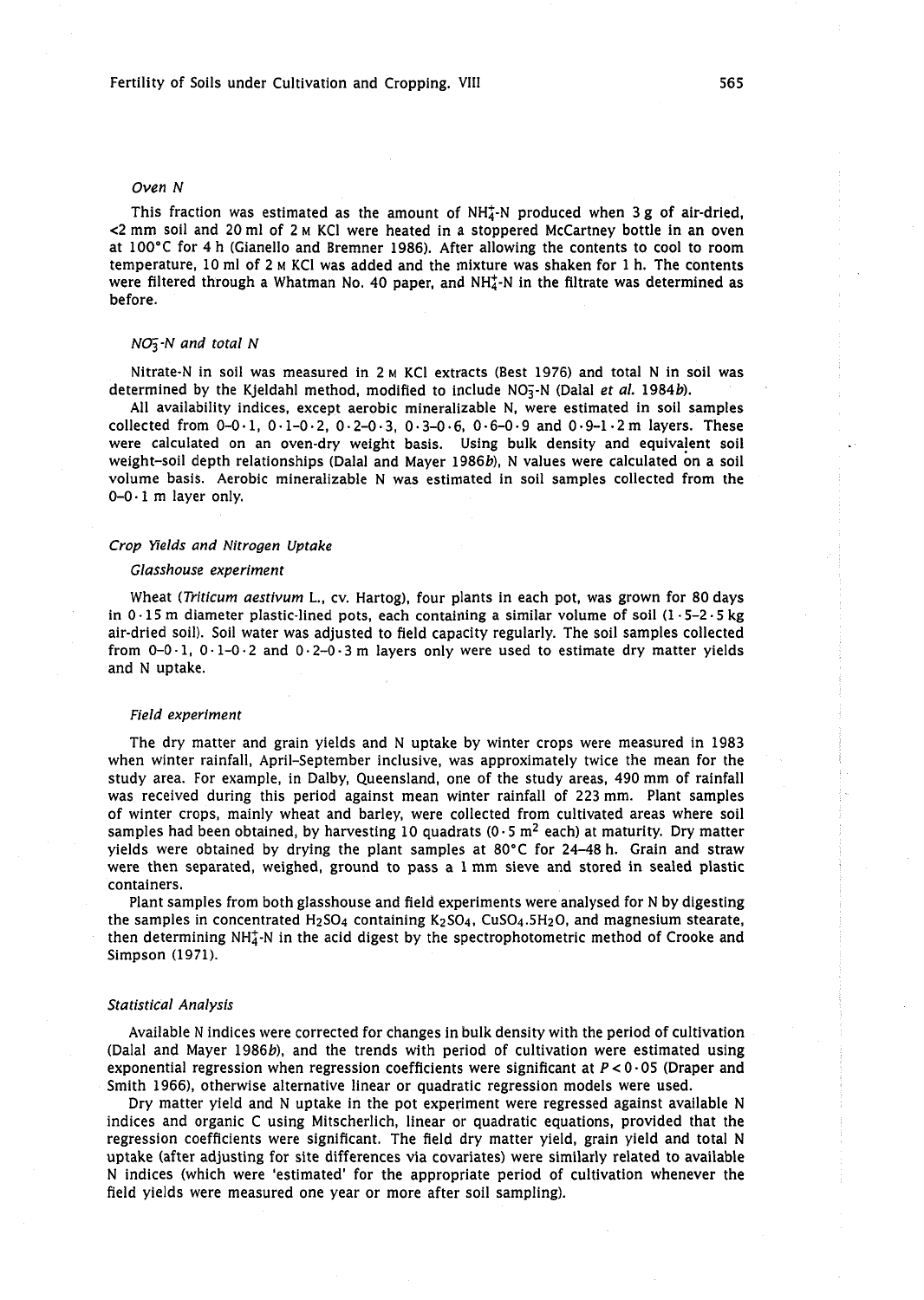#### *Oven N*

This fraction was estimated as the amount of $NH_4^+$-N produced when 3 g of air-dried, <2 mm soil and 20 ml of 2 M KCl were heated in a stoppered McCartney bottle in an oven at 100°C for 4 h (Gianello and Bremner 1986). After allowing the contents to cool to room temperature, 10 ml of 2 M KCl was added and the mixture was shaken for 1 h. The contents were filtered through a Whatman No. 40 paper, and $NH_4^+$-N in the filtrate was determined as before.

#### *$NO_3^-$-N and total N*

Nitrate-N in soil was measured in 2 M KCl extracts (Best 1976) and total N in soil was determined by the Kjeldahl method, modified to include $NO_3^-$-N (Dalal *et al.* 1984*b*).

All availability indices, except aerobic mineralizable N, were estimated in soil samples collected from 0–0·1, 0·1–0·2, 0·2–0·3, 0·3–0·6, 0·6–0·9 and 0·9–1·2 m layers. These were calculated on an oven-dry weight basis. Using bulk density and equivalent soil weight–soil depth relationships (Dalal and Mayer 1986*b*), N values were calculated on a soil volume basis. Aerobic mineralizable N was estimated in soil samples collected from the 0–0·1 m layer only.

### *Crop Yields and Nitrogen Uptake*

#### *Glasshouse experiment*

Wheat (*Triticum aestivum* L., cv. Hartog), four plants in each pot, was grown for 80 days in 0·15 m diameter plastic-lined pots, each containing a similar volume of soil (1·5–2·5 kg air-dried soil). Soil water was adjusted to field capacity regularly. The soil samples collected from 0–0·1, 0·1–0·2 and 0·2–0·3 m layers only were used to estimate dry matter yields and N uptake.

#### *Field experiment*

The dry matter and grain yields and N uptake by winter crops were measured in 1983 when winter rainfall, April–September inclusive, was approximately twice the mean for the study area. For example, in Dalby, Queensland, one of the study areas, 490 mm of rainfall was received during this period against mean winter rainfall of 223 mm. Plant samples of winter crops, mainly wheat and barley, were collected from cultivated areas where soil samples had been obtained, by harvesting 10 quadrats (0·5 $m^2$ each) at maturity. Dry matter yields were obtained by drying the plant samples at 80°C for 24–48 h. Grain and straw were then separated, weighed, ground to pass a 1 mm sieve and stored in sealed plastic containers.

Plant samples from both glasshouse and field experiments were analysed for N by digesting the samples in concentrated $H_2SO_4$ containing $K_2SO_4$, $CuSO_4.5H_2O$, and magnesium stearate, then determining $NH_4^+$-N in the acid digest by the spectrophotometric method of Crooke and Simpson (1971).

### *Statistical Analysis*

Available N indices were corrected for changes in bulk density with the period of cultivation (Dalal and Mayer 1986*b*), and the trends with period of cultivation were estimated using exponential regression when regression coefficients were significant at $P < 0·05$ (Draper and Smith 1966), otherwise alternative linear or quadratic regression models were used.

Dry matter yield and N uptake in the pot experiment were regressed against available N indices and organic C using Mitscherlich, linear or quadratic equations, provided that the regression coefficients were significant. The field dry matter yield, grain yield and total N uptake (after adjusting for site differences via covariates) were similarly related to available N indices (which were 'estimated' for the appropriate period of cultivation whenever the field yields were measured one year or more after soil sampling).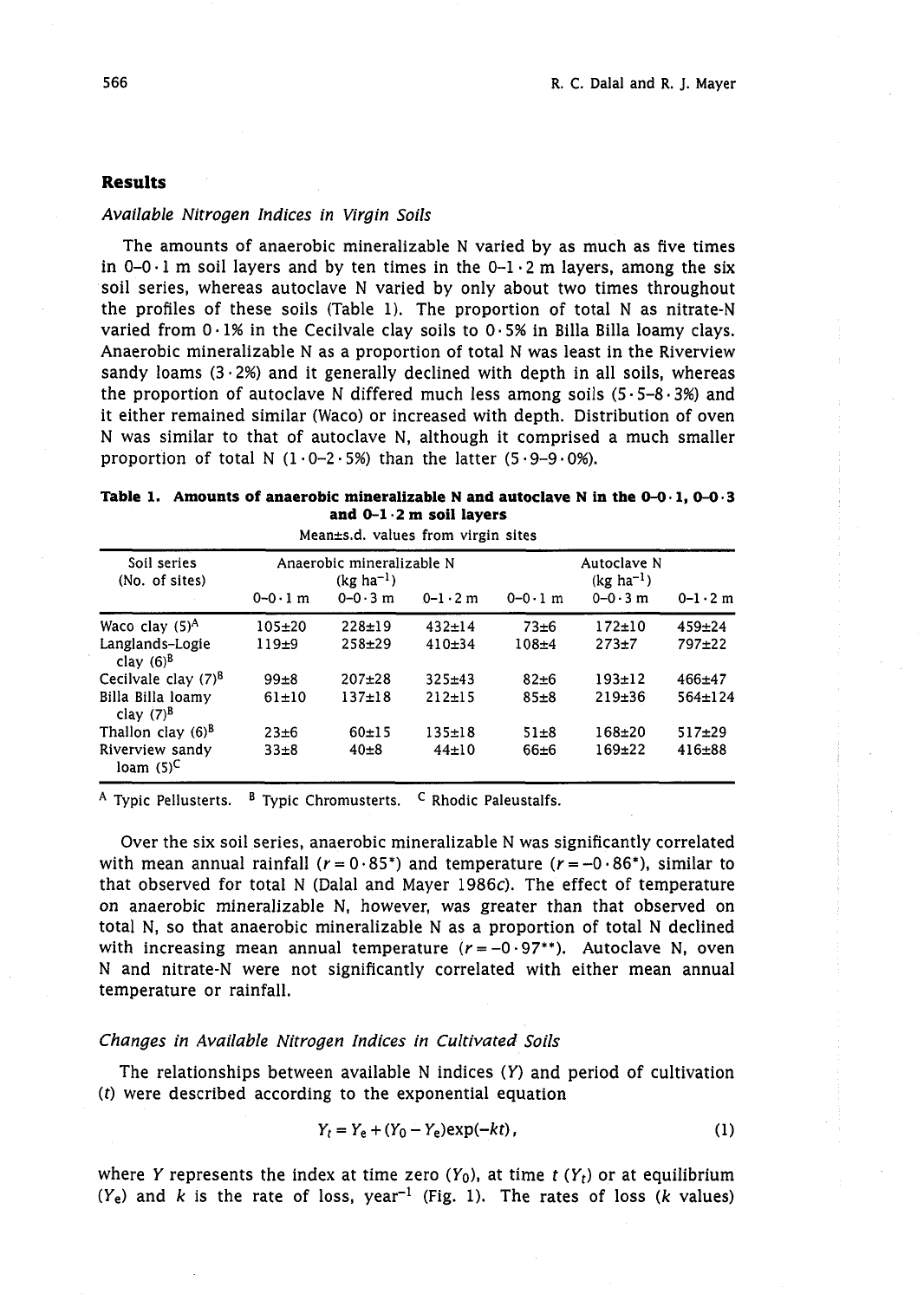## Results

### *Available Nitrogen Indices in Virgin Soils*

The amounts of anaerobic mineralizable N varied by as much as five times in 0–0·1 m soil layers and by ten times in the 0–1·2 m layers, among the six soil series, whereas autoclave N varied by only about two times throughout the profiles of these soils (Table 1). The proportion of total N as nitrate-N varied from 0·1% in the Cecilvale clay soils to 0·5% in Billa Billa loamy clays. Anaerobic mineralizable N as a proportion of total N was least in the Riverview sandy loams (3·2%) and it generally declined with depth in all soils, whereas the proportion of autoclave N differed much less among soils (5·5–8·3%) and it either remained similar (Waco) or increased with depth. Distribution of oven N was similar to that of autoclave N, although it comprised a much smaller proportion of total N (1·0–2·5%) than the latter (5·9–9·0%).

**Table 1. Amounts of anaerobic mineralizable N and autoclave N in the 0–0·1, 0–0·3 and 0–1·2 m soil layers**

Mean±s.d. values from virgin sites

| Soil series (No. of sites) | Anaerobic mineralizable N ($kg\ ha^{-1}$) | | | Autoclave N ($kg\ ha^{-1}$) | | |
|---|---|---|---|---|---|---|
| | 0–0·1 m | 0–0·3 m | 0–1·2 m | 0–0·1 m | 0–0·3 m | 0–1·2 m |
| Waco clay (5)[A] | 105±20 | 228±19 | 432±14 | 73±6 | 172±10 | 459±24 |
| Langlands–Logie clay (6)[B] | 119±9 | 258±29 | 410±34 | 108±4 | 273±7 | 797±22 |
| Cecilvale clay (7)[B] | 99±8 | 207±28 | 325±43 | 82±6 | 193±12 | 466±47 |
| Billa Billa loamy clay (7)[B] | 61±10 | 137±18 | 212±15 | 85±8 | 219±36 | 564±124 |
| Thallon clay (6)[B] | 23±6 | 60±15 | 135±18 | 51±8 | 168±20 | 517±29 |
| Riverview sandy loam (5)[C] | 33±8 | 40±8 | 44±10 | 66±6 | 169±22 | 416±88 |

[A] Typic Pellusterts. [B] Typic Chromusterts. [C] Rhodic Paleustalfs.

Over the six soil series, anaerobic mineralizable N was significantly correlated with mean annual rainfall ($r = 0 \cdot 85^{*}$) and temperature ($r = -0 \cdot 86^{*}$), similar to that observed for total N (Dalal and Mayer 1986*c*). The effect of temperature on anaerobic mineralizable N, however, was greater than that observed on total N, so that anaerobic mineralizable N as a proportion of total N declined with increasing mean annual temperature ($r = -0 \cdot 97^{**}$). Autoclave N, oven N and nitrate-N were not significantly correlated with either mean annual temperature or rainfall.

### *Changes in Available Nitrogen Indices in Cultivated Soils*

The relationships between available N indices ($Y$) and period of cultivation ($t$) were described according to the exponential equation

$$Y_t = Y_e + (Y_0 - Y_e)\exp(-kt), \tag{1}$$

where $Y$ represents the index at time zero ($Y_0$), at time $t$ ($Y_t$) or at equilibrium ($Y_e$) and $k$ is the rate of loss, $year^{-1}$ (Fig. 1). The rates of loss ($k$ values)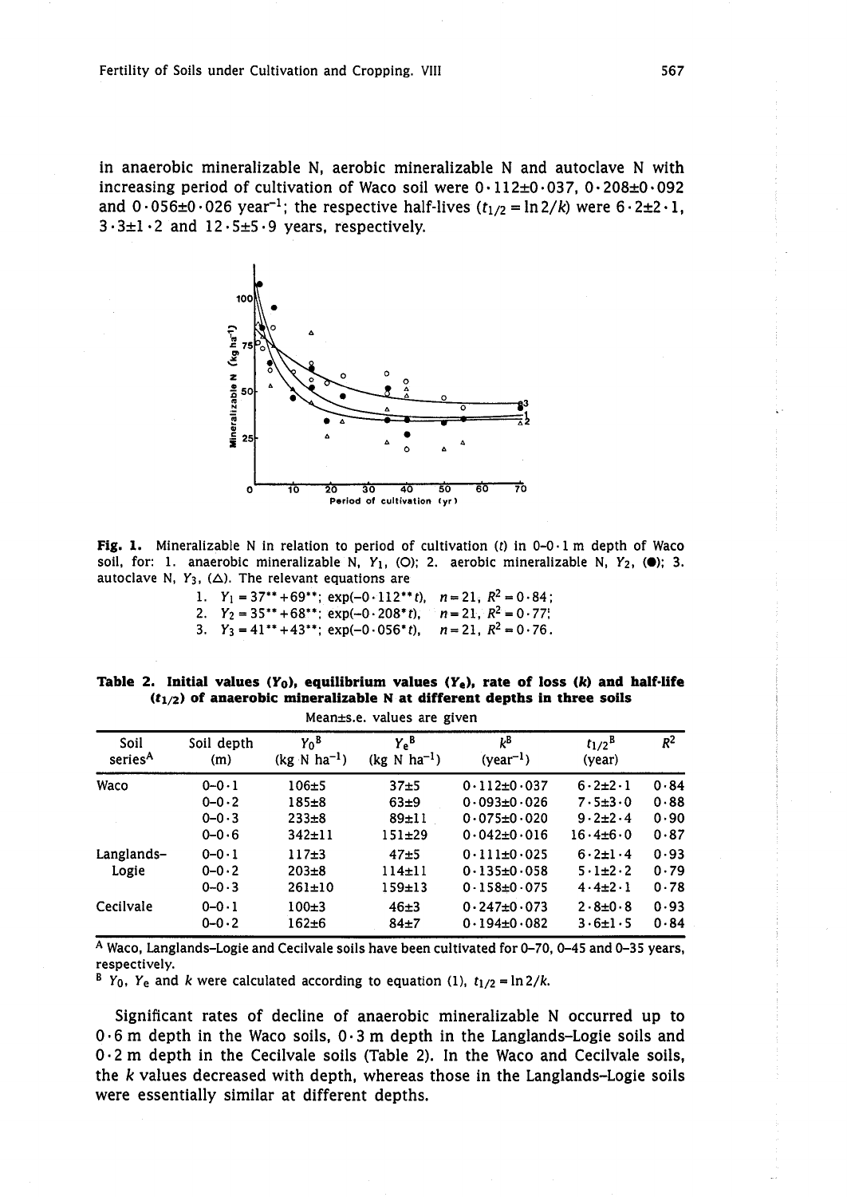in anaerobic mineralizable N, aerobic mineralizable N and autoclave N with increasing period of cultivation of Waco soil were 0·112±0·037, 0·208±0·092 and 0·056±0·026 year$^{-1}$; the respective half-lives ($t_{1/2} = \ln 2/k$) were 6·2±2·1, 3·3±1·2 and 12·5±5·9 years, respectively.

**Fig. 1.** Mineralizable N in relation to period of cultivation ($t$) in 0–0·1 m depth of Waco soil, for: 1. anaerobic mineralizable N, $Y_1$, (○); 2. aerobic mineralizable N, $Y_2$, (●); 3. autoclave N, $Y_3$, (△). The relevant equations are

1. $Y_1 = 37^{**} + 69^{**}$; $\exp(-0{\cdot}112^{**}t)$, $n = 21$, $R^2 = 0{\cdot}84$;
2. $Y_2 = 35^{**} + 68^{**}$; $\exp(-0{\cdot}208^{*}t)$, $n = 21$, $R^2 = 0{\cdot}77$;
3. $Y_3 = 41^{**} + 43^{**}$; $\exp(-0{\cdot}056^{*}t)$, $n = 21$, $R^2 = 0{\cdot}76$.

**Table 2. Initial values ($Y_0$), equilibrium values ($Y_e$), rate of loss ($k$) and half-life ($t_{1/2}$) of anaerobic mineralizable N at different depths in three soils**

Mean±s.e. values are given

| Soil series[A] | Soil depth (m) | $Y_0$[B] (kg N ha$^{-1}$) | $Y_e$[B] (kg N ha$^{-1}$) | $k$[B] (year$^{-1}$) | $t_{1/2}$[B] (year) | $R^2$ |
|---|---|---|---|---|---|---|
| Waco | 0–0·1 | 106±5 | 37±5 | 0·112±0·037 | 6·2±2·1 | 0·84 |
| | 0–0·2 | 185±8 | 63±9 | 0·093±0·026 | 7·5±3·0 | 0·88 |
| | 0–0·3 | 233±8 | 89±11 | 0·075±0·020 | 9·2±2·4 | 0·90 |
| | 0–0·6 | 342±11 | 151±29 | 0·042±0·016 | 16·4±6·0 | 0·87 |
| Langlands–Logie | 0–0·1 | 117±3 | 47±5 | 0·111±0·025 | 6·2±1·4 | 0·93 |
| | 0–0·2 | 203±8 | 114±11 | 0·135±0·058 | 5·1±2·2 | 0·79 |
| | 0–0·3 | 261±10 | 159±13 | 0·158±0·075 | 4·4±2·1 | 0·78 |
| Cecilvale | 0–0·1 | 100±3 | 46±3 | 0·247±0·073 | 2·8±0·8 | 0·93 |
| | 0–0·2 | 162±6 | 84±7 | 0·194±0·082 | 3·6±1·5 | 0·84 |

[A] Waco, Langlands–Logie and Cecilvale soils have been cultivated for 0–70, 0–45 and 0–35 years, respectively.
[B] $Y_0$, $Y_e$ and $k$ were calculated according to equation (1), $t_{1/2} = \ln 2/k$.

Significant rates of decline of anaerobic mineralizable N occurred up to 0·6 m depth in the Waco soils, 0·3 m depth in the Langlands–Logie soils and 0·2 m depth in the Cecilvale soils (Table 2). In the Waco and Cecilvale soils, the $k$ values decreased with depth, whereas those in the Langlands–Logie soils were essentially similar at different depths.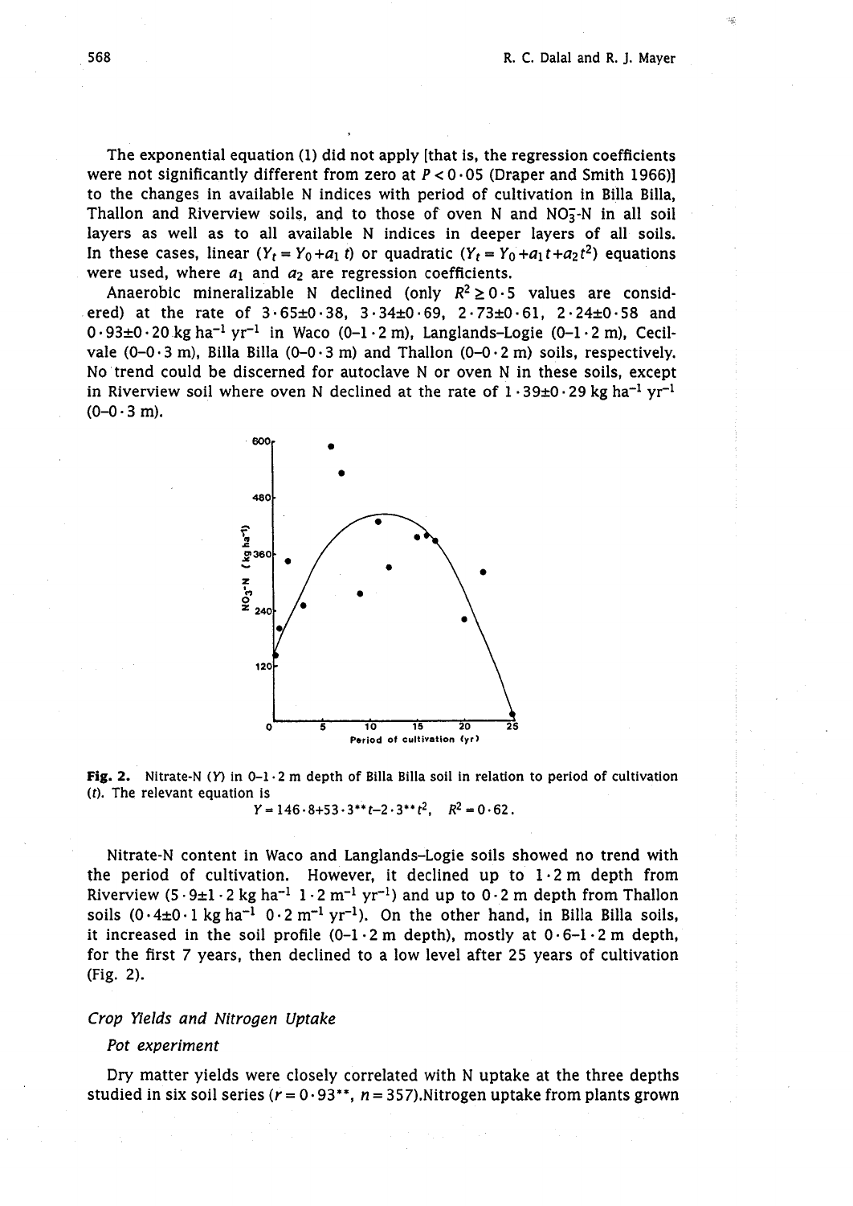The exponential equation (1) did not apply [that is, the regression coefficients were not significantly different from zero at $P < 0 \cdot 05$ (Draper and Smith 1966)] to the changes in available N indices with period of cultivation in Billa Billa, Thallon and Riverview soils, and to those of oven N and $NO_3^-$-N in all soil layers as well as to all available N indices in deeper layers of all soils. In these cases, linear ($Y_t = Y_0 + a_1 t$) or quadratic ($Y_t = Y_0 + a_1 t + a_2 t^2$) equations were used, where $a_1$ and $a_2$ are regression coefficients.

Anaerobic mineralizable N declined (only $R^2 \geq 0 \cdot 5$ values are considered) at the rate of $3 \cdot 65 \pm 0 \cdot 38$, $3 \cdot 34 \pm 0 \cdot 69$, $2 \cdot 73 \pm 0 \cdot 61$, $2 \cdot 24 \pm 0 \cdot 58$ and $0 \cdot 93 \pm 0 \cdot 20$ kg ha$^{-1}$ yr$^{-1}$ in Waco (0–1·2 m), Langlands–Logie (0–1·2 m), Cecilvale (0–0·3 m), Billa Billa (0–0·3 m) and Thallon (0–0·2 m) soils, respectively. No trend could be discerned for autoclave N or oven N in these soils, except in Riverview soil where oven N declined at the rate of $1 \cdot 39 \pm 0 \cdot 29$ kg ha$^{-1}$ yr$^{-1}$ (0–0·3 m).

**Fig. 2.** Nitrate-N ($Y$) in 0–1·2 m depth of Billa Billa soil in relation to period of cultivation ($t$). The relevant equation is

$$Y = 146 \cdot 8 + 53 \cdot 3^{**} t - 2 \cdot 3^{**} t^2, \quad R^2 = 0 \cdot 62.$$

Nitrate-N content in Waco and Langlands–Logie soils showed no trend with the period of cultivation. However, it declined up to 1·2 m depth from Riverview ($5 \cdot 9 \pm 1 \cdot 2$ kg ha$^{-1}$ 1·2 m$^{-1}$ yr$^{-1}$) and up to 0·2 m depth from Thallon soils ($0 \cdot 4 \pm 0 \cdot 1$ kg ha$^{-1}$ 0·2 m$^{-1}$ yr$^{-1}$). On the other hand, in Billa Billa soils, it increased in the soil profile (0–1·2 m depth), mostly at 0·6–1·2 m depth, for the first 7 years, then declined to a low level after 25 years of cultivation (Fig. 2).

### *Crop Yields and Nitrogen Uptake*

#### *Pot experiment*

Dry matter yields were closely correlated with N uptake at the three depths studied in six soil series ($r = 0 \cdot 93^{**}$, $n = 357$).Nitrogen uptake from plants grown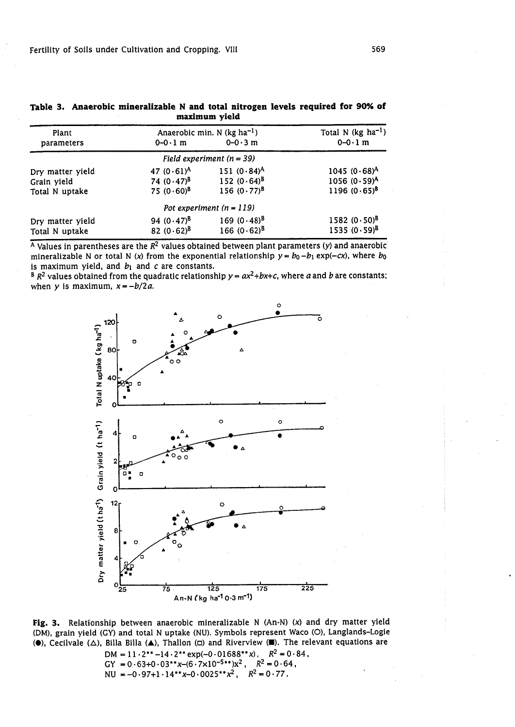**Table 3. Anaerobic mineralizable N and total nitrogen levels required for 90% of maximum yield**

| Plant parameters | Anaerobic min. N (kg ha$^{-1}$) 0–0·1 m | Anaerobic min. N (kg ha$^{-1}$) 0–0·3 m | Total N (kg ha$^{-1}$) 0–0·1 m |
|---|---|---|---|
| | *Field experiment (n = 39)* | | |
| Dry matter yield | 47 (0·61)[A] | 151 (0·84)[A] | 1045 (0·68)[A] |
| Grain yield | 74 (0·47)[B] | 152 (0·64)[B] | 1056 (0·59)[A] |
| Total N uptake | 75 (0·60)[B] | 156 (0·77)[B] | 1196 (0·65)[B] |
| | *Pot experiment (n = 119)* | | |
| Dry matter yield | 94 (0·47)[B] | 169 (0·48)[B] | 1582 (0·50)[B] |
| Total N uptake | 82 (0·62)[B] | 166 (0·62)[B] | 1535 (0·59)[B] |

[A] Values in parentheses are the $R^2$ values obtained between plant parameters ($y$) and anaerobic mineralizable N or total N ($x$) from the exponential relationship $y = b_0 - b_1 \exp(-cx)$, where $b_0$ is maximum yield, and $b_1$ and $c$ are constants.

[B] $R^2$ values obtained from the quadratic relationship $y = ax^2+bx+c$, where $a$ and $b$ are constants; when $y$ is maximum, $x = -b/2a$.

**Fig. 3.** Relationship between anaerobic mineralizable N (An-N) ($x$) and dry matter yield (DM), grain yield (GY) and total N uptake (NU). Symbols represent Waco (○), Langlands–Logie (●), Cecilvale (△), Billa Billa (▲), Thallon (□) and Riverview (■). The relevant equations are

$$DM = 11 \cdot 2^{**} - 14 \cdot 2^{**} \exp(-0 \cdot 01688^{**} x), \quad R^2 = 0 \cdot 84,$$
$$GY = 0 \cdot 63 + 0 \cdot 03^{**} x - (6 \cdot 7 \times 10^{-5**}) x^2, \quad R^2 = 0 \cdot 64,$$
$$NU = -0 \cdot 97 + 1 \cdot 14^{**} x - 0 \cdot 0025^{**} x^2, \quad R^2 = 0 \cdot 77.$$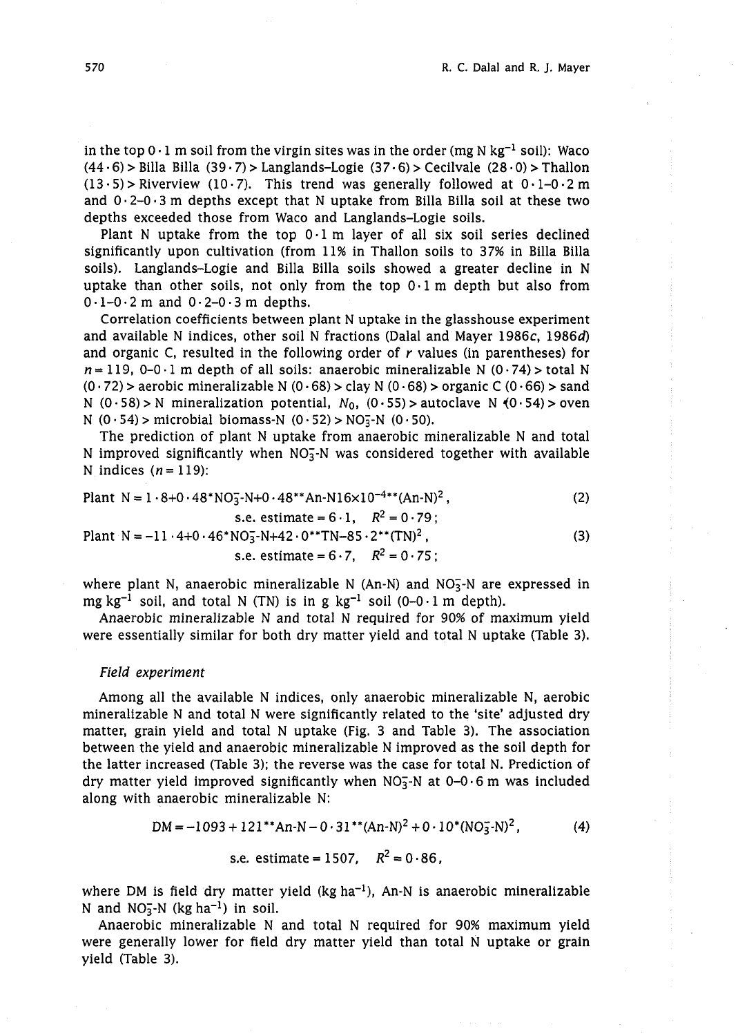in the top 0·1 m soil from the virgin sites was in the order (mg N $kg^{-1}$ soil): Waco (44·6) > Billa Billa (39·7) > Langlands–Logie (37·6) > Cecilvale (28·0) > Thallon (13·5) > Riverview (10·7). This trend was generally followed at 0·1–0·2 m and 0·2–0·3 m depths except that N uptake from Billa Billa soil at these two depths exceeded those from Waco and Langlands–Logie soils.

Plant N uptake from the top 0·1 m layer of all six soil series declined significantly upon cultivation (from 11% in Thallon soils to 37% in Billa Billa soils). Langlands–Logie and Billa Billa soils showed a greater decline in N uptake than other soils, not only from the top 0·1 m depth but also from 0·1–0·2 m and 0·2–0·3 m depths.

Correlation coefficients between plant N uptake in the glasshouse experiment and available N indices, other soil N fractions (Dalal and Mayer 1986*c*, 1986*d*) and organic C, resulted in the following order of *r* values (in parentheses) for $n = 119$, 0–0·1 m depth of all soils: anaerobic mineralizable N (0·74) > total N (0·72) > aerobic mineralizable N (0·68) > clay N (0·68) > organic C (0·66) > sand N (0·58) > N mineralization potential, $N_0$, (0·55) > autoclave N (0·54) > oven N (0·54) > microbial biomass-N (0·52) > $NO_3^-$-N (0·50).

The prediction of plant N uptake from anaerobic mineralizable N and total N improved significantly when $NO_3^-$-N was considered together with available N indices ($n = 119$):

$$\text{Plant N} = 1\cdot8 + 0\cdot48^{*}NO_3^-\text{-N} + 0\cdot48^{**}\text{An-N}16\times10^{-4**}(\text{An-N})^2, \quad (2)$$

$$\text{s.e. estimate} = 6\cdot1, \quad R^2 = 0\cdot79;$$

$$\text{Plant N} = -11\cdot4 + 0\cdot46^{*}NO_3^-\text{-N} + 42\cdot0^{**}\text{TN} - 85\cdot2^{**}(\text{TN})^2, \quad (3)$$

$$\text{s.e. estimate} = 6\cdot7, \quad R^2 = 0\cdot75;$$

where plant N, anaerobic mineralizable N (An-N) and $NO_3^-$-N are expressed in mg $kg^{-1}$ soil, and total N (TN) is in g $kg^{-1}$ soil (0–0·1 m depth).

Anaerobic mineralizable N and total N required for 90% of maximum yield were essentially similar for both dry matter yield and total N uptake (Table 3).

### *Field experiment*

Among all the available N indices, only anaerobic mineralizable N, aerobic mineralizable N and total N were significantly related to the 'site' adjusted dry matter, grain yield and total N uptake (Fig. 3 and Table 3). The association between the yield and anaerobic mineralizable N improved as the soil depth for the latter increased (Table 3); the reverse was the case for total N. Prediction of dry matter yield improved significantly when $NO_3^-$-N at 0–0·6 m was included along with anaerobic mineralizable N:

$$\text{DM} = -1093 + 121^{**}\text{An-N} - 0\cdot31^{**}(\text{An-N})^2 + 0\cdot10^{*}(NO_3^-\text{-N})^2, \quad (4)$$

$$\text{s.e. estimate} = 1507, \quad R^2 = 0\cdot86,$$

where DM is field dry matter yield (kg $ha^{-1}$), An-N is anaerobic mineralizable N and $NO_3^-$-N (kg $ha^{-1}$) in soil.

Anaerobic mineralizable N and total N required for 90% maximum yield were generally lower for field dry matter yield than total N uptake or grain yield (Table 3).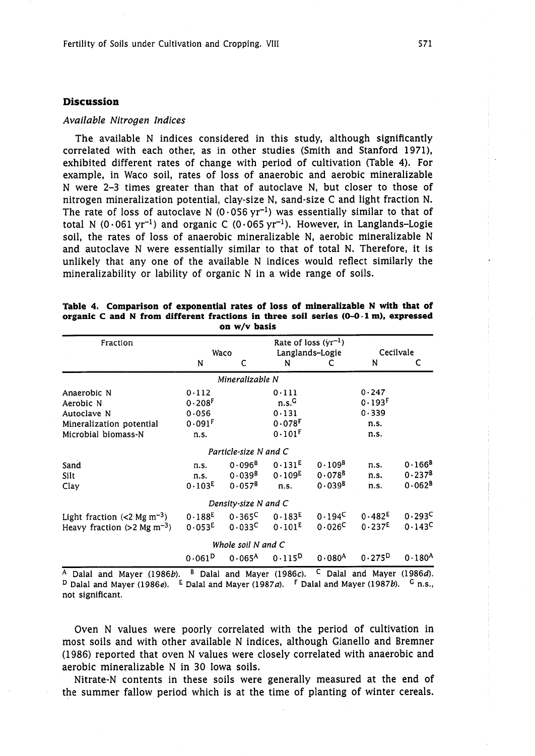## Discussion

### *Available Nitrogen Indices*

The available N indices considered in this study, although significantly correlated with each other, as in other studies (Smith and Stanford 1971), exhibited different rates of change with period of cultivation (Table 4). For example, in Waco soil, rates of loss of anaerobic and aerobic mineralizable N were 2–3 times greater than that of autoclave N, but closer to those of nitrogen mineralization potential, clay-size N, sand-size C and light fraction N. The rate of loss of autoclave N (0·056 $yr^{-1}$) was essentially similar to that of total N (0·061 $yr^{-1}$) and organic C (0·065 $yr^{-1}$). However, in Langlands–Logie soil, the rates of loss of anaerobic mineralizable N, aerobic mineralizable N and autoclave N were essentially similar to that of total N. Therefore, it is unlikely that any one of the available N indices would reflect similarly the mineralizability or lability of organic N in a wide range of soils.

**Table 4. Comparison of exponential rates of loss of mineralizable N with that of organic C and N from different fractions in three soil series (0–0·1 m), expressed on w/v basis**

| Fraction | Rate of loss ($yr^{-1}$) | | | | | |
|---|---|---|---|---|---|---|
| | Waco | | Langlands–Logie | | Cecilvale | |
| | N | C | N | C | N | C |
| *Mineralizable N* | | | | | | |
| Anaerobic N | 0·112 | | 0·111 | | 0·247 | |
| Aerobic N | 0·208[F] | | n.s.[G] | | 0·193[F] | |
| Autoclave N | 0·056 | | 0·131 | | 0·339 | |
| Mineralization potential | 0·091[F] | | 0·078[F] | | n.s. | |
| Microbial biomass-N | n.s. | | 0·101[F] | | n.s. | |
| *Particle-size N and C* | | | | | | |
| Sand | n.s. | 0·096[B] | 0·131[E] | 0·109[B] | n.s. | 0·166[B] |
| Silt | n.s. | 0·039[B] | 0·109[E] | 0·078[B] | n.s. | 0·237[B] |
| Clay | 0·103[E] | 0·057[B] | n.s. | 0·039[B] | n.s. | 0·062[B] |
| *Density-size N and C* | | | | | | |
| Light fraction (<2 Mg $m^{-3}$) | 0·188[E] | 0·365[C] | 0·183[E] | 0·194[C] | 0·482[E] | 0·293[C] |
| Heavy fraction (>2 Mg $m^{-3}$) | 0·053[E] | 0·033[C] | 0·101[E] | 0·026[C] | 0·237[E] | 0·143[C] |
| *Whole soil N and C* | | | | | | |
| | 0·061[D] | 0·065[A] | 0·115[D] | 0·080[A] | 0·275[D] | 0·180[A] |

[A] Dalal and Mayer (1986*b*). [B] Dalal and Mayer (1986*c*). [C] Dalal and Mayer (1986*d*). [D] Dalal and Mayer (1986*e*). [E] Dalal and Mayer (1987*a*). [F] Dalal and Mayer (1987*b*). [G] n.s., not significant.

Oven N values were poorly correlated with the period of cultivation in most soils and with other available N indices, although Gianello and Bremner (1986) reported that oven N values were closely correlated with anaerobic and aerobic mineralizable N in 30 Iowa soils.

Nitrate-N contents in these soils were generally measured at the end of the summer fallow period which is at the time of planting of winter cereals.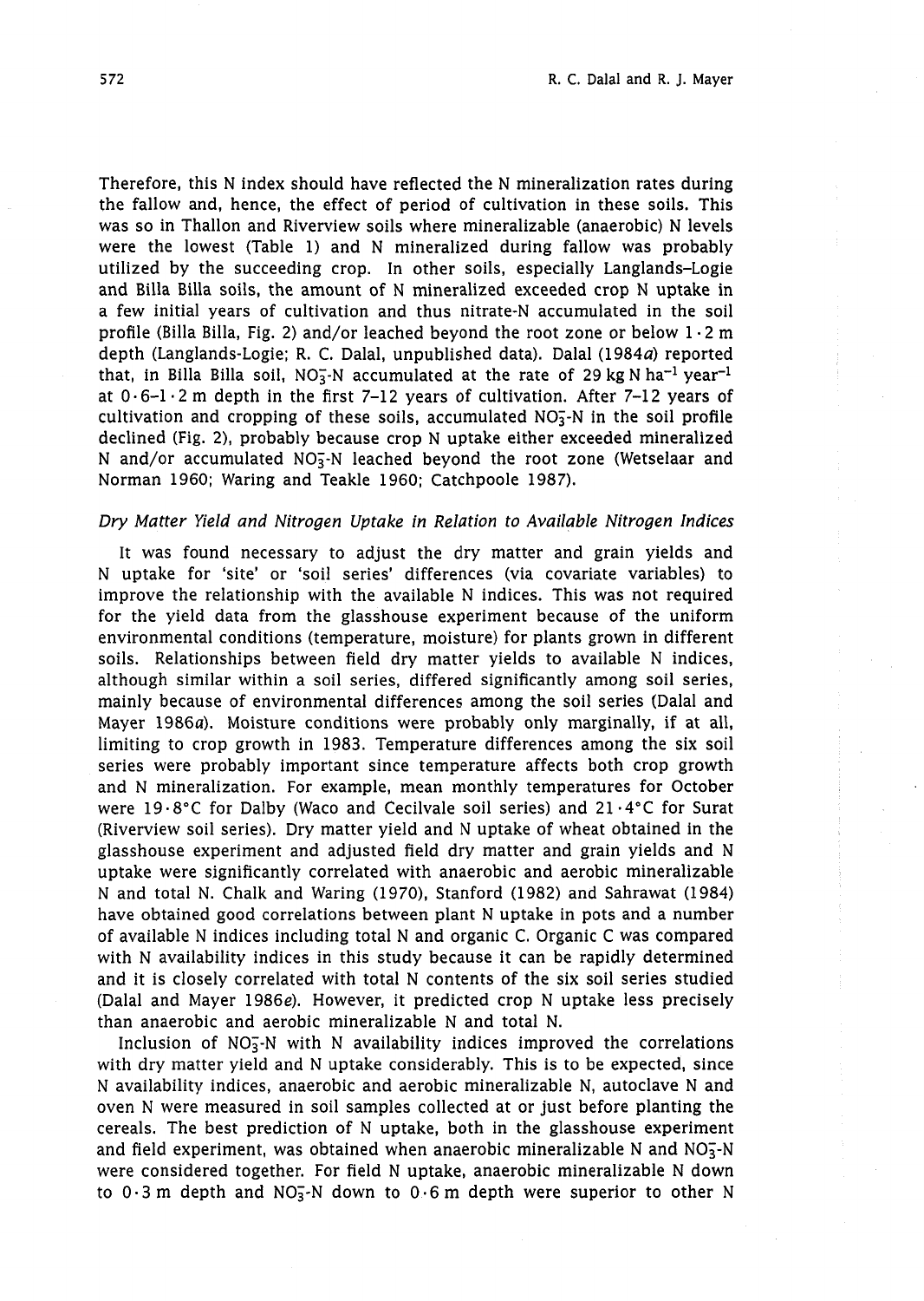Therefore, this N index should have reflected the N mineralization rates during the fallow and, hence, the effect of period of cultivation in these soils. This was so in Thallon and Riverview soils where mineralizable (anaerobic) N levels were the lowest (Table 1) and N mineralized during fallow was probably utilized by the succeeding crop. In other soils, especially Langlands–Logie and Billa Billa soils, the amount of N mineralized exceeded crop N uptake in a few initial years of cultivation and thus nitrate-N accumulated in the soil profile (Billa Billa, Fig. 2) and/or leached beyond the root zone or below 1·2 m depth (Langlands-Logie; R. C. Dalal, unpublished data). Dalal (1984*a*) reported that, in Billa Billa soil, $NO_3^-$-N accumulated at the rate of 29 kg N $ha^{-1}$ $year^{-1}$ at 0·6–1·2 m depth in the first 7–12 years of cultivation. After 7–12 years of cultivation and cropping of these soils, accumulated $NO_3^-$-N in the soil profile declined (Fig. 2), probably because crop N uptake either exceeded mineralized N and/or accumulated $NO_3^-$-N leached beyond the root zone (Wetselaar and Norman 1960; Waring and Teakle 1960; Catchpoole 1987).

### *Dry Matter Yield and Nitrogen Uptake in Relation to Available Nitrogen Indices*

It was found necessary to adjust the dry matter and grain yields and N uptake for 'site' or 'soil series' differences (via covariate variables) to improve the relationship with the available N indices. This was not required for the yield data from the glasshouse experiment because of the uniform environmental conditions (temperature, moisture) for plants grown in different soils. Relationships between field dry matter yields to available N indices, although similar within a soil series, differed significantly among soil series, mainly because of environmental differences among the soil series (Dalal and Mayer 1986*a*). Moisture conditions were probably only marginally, if at all, limiting to crop growth in 1983. Temperature differences among the six soil series were probably important since temperature affects both crop growth and N mineralization. For example, mean monthly temperatures for October were 19·8°C for Dalby (Waco and Cecilvale soil series) and 21·4°C for Surat (Riverview soil series). Dry matter yield and N uptake of wheat obtained in the glasshouse experiment and adjusted field dry matter and grain yields and N uptake were significantly correlated with anaerobic and aerobic mineralizable N and total N. Chalk and Waring (1970), Stanford (1982) and Sahrawat (1984) have obtained good correlations between plant N uptake in pots and a number of available N indices including total N and organic C. Organic C was compared with N availability indices in this study because it can be rapidly determined and it is closely correlated with total N contents of the six soil series studied (Dalal and Mayer 1986*e*). However, it predicted crop N uptake less precisely than anaerobic and aerobic mineralizable N and total N.

Inclusion of $NO_3^-$-N with N availability indices improved the correlations with dry matter yield and N uptake considerably. This is to be expected, since N availability indices, anaerobic and aerobic mineralizable N, autoclave N and oven N were measured in soil samples collected at or just before planting the cereals. The best prediction of N uptake, both in the glasshouse experiment and field experiment, was obtained when anaerobic mineralizable N and $NO_3^-$-N were considered together. For field N uptake, anaerobic mineralizable N down to 0·3 m depth and $NO_3^-$-N down to 0·6 m depth were superior to other N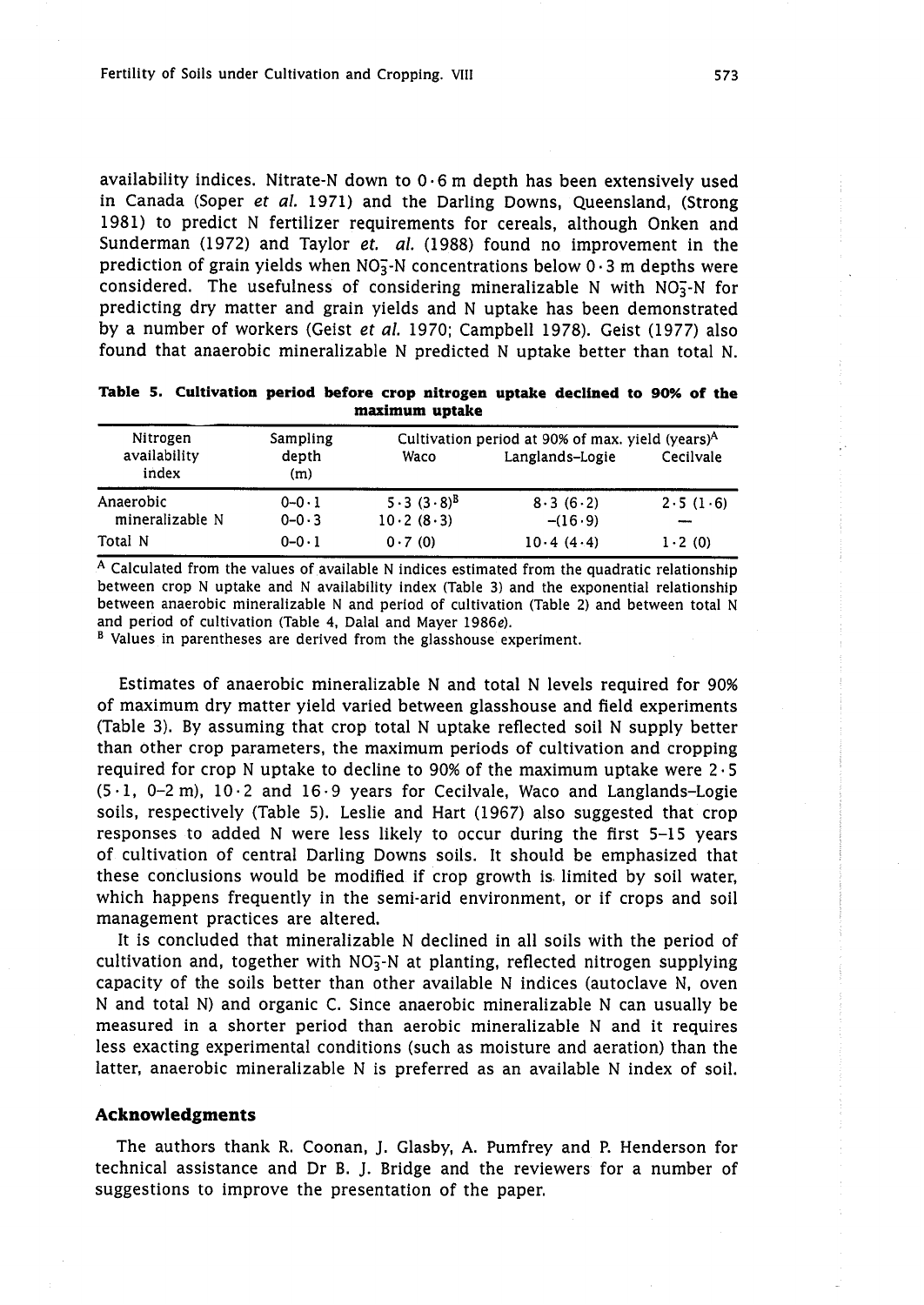availability indices. Nitrate-N down to 0·6 m depth has been extensively used in Canada (Soper *et al.* 1971) and the Darling Downs, Queensland, (Strong 1981) to predict N fertilizer requirements for cereals, although Onken and Sunderman (1972) and Taylor *et. al.* (1988) found no improvement in the prediction of grain yields when $NO_3^-$-N concentrations below 0·3 m depths were considered. The usefulness of considering mineralizable N with $NO_3^-$-N for predicting dry matter and grain yields and N uptake has been demonstrated by a number of workers (Geist *et al.* 1970; Campbell 1978). Geist (1977) also found that anaerobic mineralizable N predicted N uptake better than total N.

**Table 5. Cultivation period before crop nitrogen uptake declined to 90% of the maximum uptake**

| Nitrogen availability index | Sampling depth (m) | Cultivation period at 90% of max. yield (years)[A] | | |
|---|---|---|---|---|
| | | Waco | Langlands–Logie | Cecilvale |
| Anaerobic mineralizable N | 0–0·1 | 5·3 (3·8)[B] | 8·3 (6·2) | 2·5 (1·6) |
| | 0–0·3 | 10·2 (8·3) | –(16·9) | — |
| Total N | 0–0·1 | 0·7 (0) | 10·4 (4·4) | 1·2 (0) |

[A] Calculated from the values of available N indices estimated from the quadratic relationship between crop N uptake and N availability index (Table 3) and the exponential relationship between anaerobic mineralizable N and period of cultivation (Table 2) and between total N and period of cultivation (Table 4, Dalal and Mayer 1986*e*).

[B] Values in parentheses are derived from the glasshouse experiment.

Estimates of anaerobic mineralizable N and total N levels required for 90% of maximum dry matter yield varied between glasshouse and field experiments (Table 3). By assuming that crop total N uptake reflected soil N supply better than other crop parameters, the maximum periods of cultivation and cropping required for crop N uptake to decline to 90% of the maximum uptake were 2·5 (5·1, 0–2 m), 10·2 and 16·9 years for Cecilvale, Waco and Langlands–Logie soils, respectively (Table 5). Leslie and Hart (1967) also suggested that crop responses to added N were less likely to occur during the first 5–15 years of cultivation of central Darling Downs soils. It should be emphasized that these conclusions would be modified if crop growth is limited by soil water, which happens frequently in the semi-arid environment, or if crops and soil management practices are altered.

It is concluded that mineralizable N declined in all soils with the period of cultivation and, together with $NO_3^-$-N at planting, reflected nitrogen supplying capacity of the soils better than other available N indices (autoclave N, oven N and total N) and organic C. Since anaerobic mineralizable N can usually be measured in a shorter period than aerobic mineralizable N and it requires less exacting experimental conditions (such as moisture and aeration) than the latter, anaerobic mineralizable N is preferred as an available N index of soil.

## Acknowledgments

The authors thank R. Coonan, J. Glasby, A. Pumfrey and P. Henderson for technical assistance and Dr B. J. Bridge and the reviewers for a number of suggestions to improve the presentation of the paper.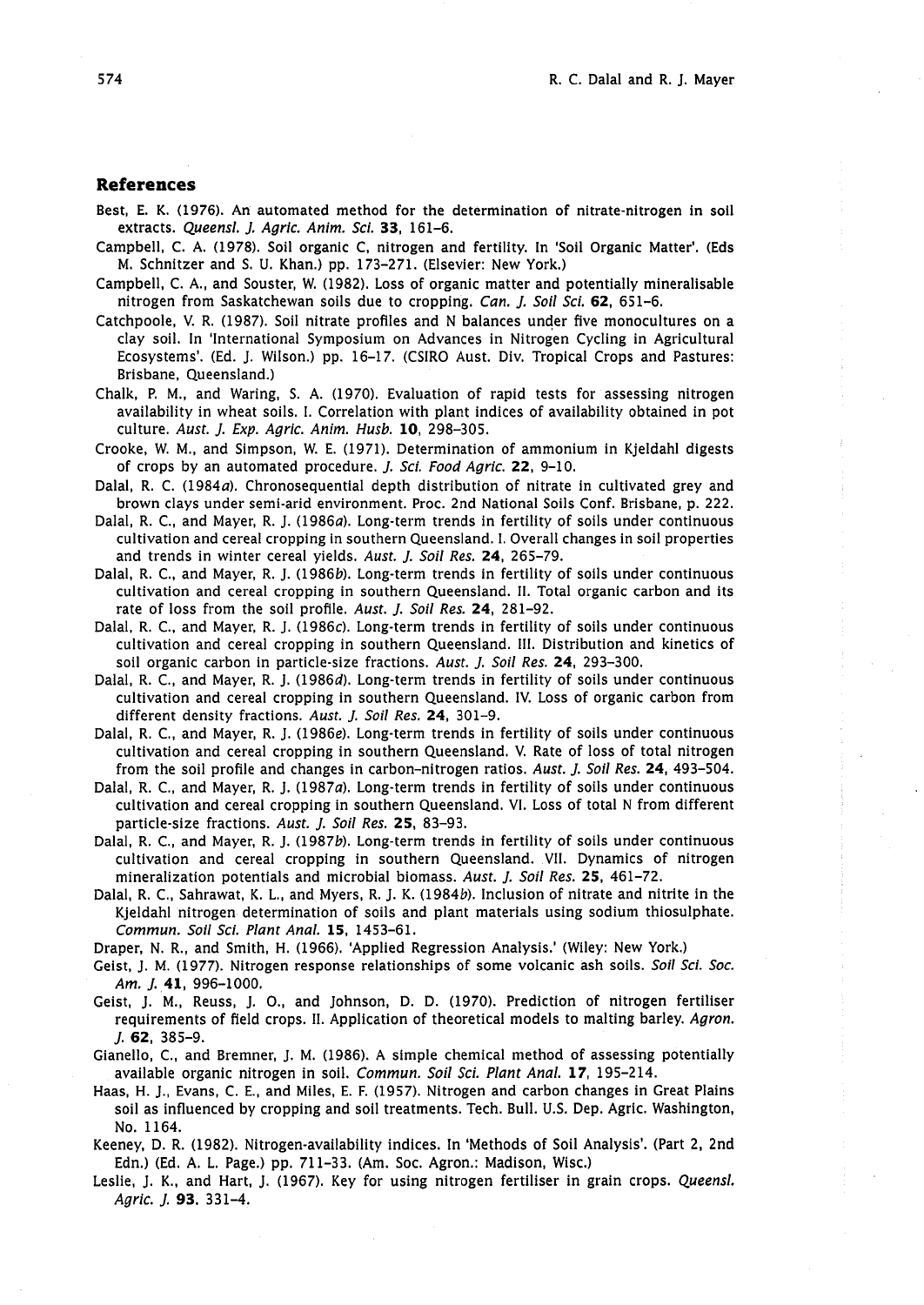## References

Best, E. K. (1976). An automated method for the determination of nitrate-nitrogen in soil extracts. *Queensl. J. Agric. Anim. Sci.* **33**, 161–6.

Campbell, C. A. (1978). Soil organic C, nitrogen and fertility. In 'Soil Organic Matter'. (Eds M. Schnitzer and S. U. Khan.) pp. 173–271. (Elsevier: New York.)

Campbell, C. A., and Souster, W. (1982). Loss of organic matter and potentially mineralisable nitrogen from Saskatchewan soils due to cropping. *Can. J. Soil Sci.* **62**, 651–6.

Catchpoole, V. R. (1987). Soil nitrate profiles and N balances under five monocultures on a clay soil. In 'International Symposium on Advances in Nitrogen Cycling in Agricultural Ecosystems'. (Ed. J. Wilson.) pp. 16–17. (CSIRO Aust. Div. Tropical Crops and Pastures: Brisbane, Queensland.)

Chalk, P. M., and Waring, S. A. (1970). Evaluation of rapid tests for assessing nitrogen availability in wheat soils. I. Correlation with plant indices of availability obtained in pot culture. *Aust. J. Exp. Agric. Anim. Husb.* **10**, 298–305.

Crooke, W. M., and Simpson, W. E. (1971). Determination of ammonium in Kjeldahl digests of crops by an automated procedure. *J. Sci. Food Agric.* **22**, 9–10.

Dalal, R. C. (1984*a*). Chronosequential depth distribution of nitrate in cultivated grey and brown clays under semi-arid environment. Proc. 2nd National Soils Conf. Brisbane, p. 222.

Dalal, R. C., and Mayer, R. J. (1986*a*). Long-term trends in fertility of soils under continuous cultivation and cereal cropping in southern Queensland. I. Overall changes in soil properties and trends in winter cereal yields. *Aust. J. Soil Res.* **24**, 265–79.

Dalal, R. C., and Mayer, R. J. (1986*b*). Long-term trends in fertility of soils under continuous cultivation and cereal cropping in southern Queensland. II. Total organic carbon and its rate of loss from the soil profile. *Aust. J. Soil Res.* **24**, 281–92.

Dalal, R. C., and Mayer, R. J. (1986*c*). Long-term trends in fertility of soils under continuous cultivation and cereal cropping in southern Queensland. III. Distribution and kinetics of soil organic carbon in particle-size fractions. *Aust. J. Soil Res.* **24**, 293–300.

Dalal, R. C., and Mayer, R. J. (1986*d*). Long-term trends in fertility of soils under continuous cultivation and cereal cropping in southern Queensland. IV. Loss of organic carbon from different density fractions. *Aust. J. Soil Res.* **24**, 301–9.

Dalal, R. C., and Mayer, R. J. (1986*e*). Long-term trends in fertility of soils under continuous cultivation and cereal cropping in southern Queensland. V. Rate of loss of total nitrogen from the soil profile and changes in carbon–nitrogen ratios. *Aust. J. Soil Res.* **24**, 493–504.

Dalal, R. C., and Mayer, R. J. (1987*a*). Long-term trends in fertility of soils under continuous cultivation and cereal cropping in southern Queensland. VI. Loss of total N from different particle-size fractions. *Aust. J. Soil Res.* **25**, 83–93.

Dalal, R. C., and Mayer, R. J. (1987*b*). Long-term trends in fertility of soils under continuous cultivation and cereal cropping in southern Queensland. VII. Dynamics of nitrogen mineralization potentials and microbial biomass. *Aust. J. Soil Res.* **25**, 461–72.

Dalal, R. C., Sahrawat, K. L., and Myers, R. J. K. (1984*b*). Inclusion of nitrate and nitrite in the Kjeldahl nitrogen determination of soils and plant materials using sodium thiosulphate. *Commun. Soil Sci. Plant Anal.* **15**, 1453–61.

Draper, N. R., and Smith, H. (1966). 'Applied Regression Analysis.' (Wiley: New York.)

Geist, J. M. (1977). Nitrogen response relationships of some volcanic ash soils. *Soil Sci. Soc. Am. J.* **41**, 996–1000.

Geist, J. M., Reuss, J. O., and Johnson, D. D. (1970). Prediction of nitrogen fertiliser requirements of field crops. II. Application of theoretical models to malting barley. *Agron. J.* **62**, 385–9.

Gianello, C., and Bremner, J. M. (1986). A simple chemical method of assessing potentially available organic nitrogen in soil. *Commun. Soil Sci. Plant Anal.* **17**, 195–214.

Haas, H. J., Evans, C. E., and Miles, E. F. (1957). Nitrogen and carbon changes in Great Plains soil as influenced by cropping and soil treatments. Tech. Bull. U.S. Dep. Agric. Washington, No. 1164.

Keeney, D. R. (1982). Nitrogen-availability indices. In 'Methods of Soil Analysis'. (Part 2, 2nd Edn.) (Ed. A. L. Page.) pp. 711–33. (Am. Soc. Agron.: Madison, Wisc.)

Leslie, J. K., and Hart, J. (1967). Key for using nitrogen fertiliser in grain crops. *Queensl. Agric. J.* **93**, 331–4.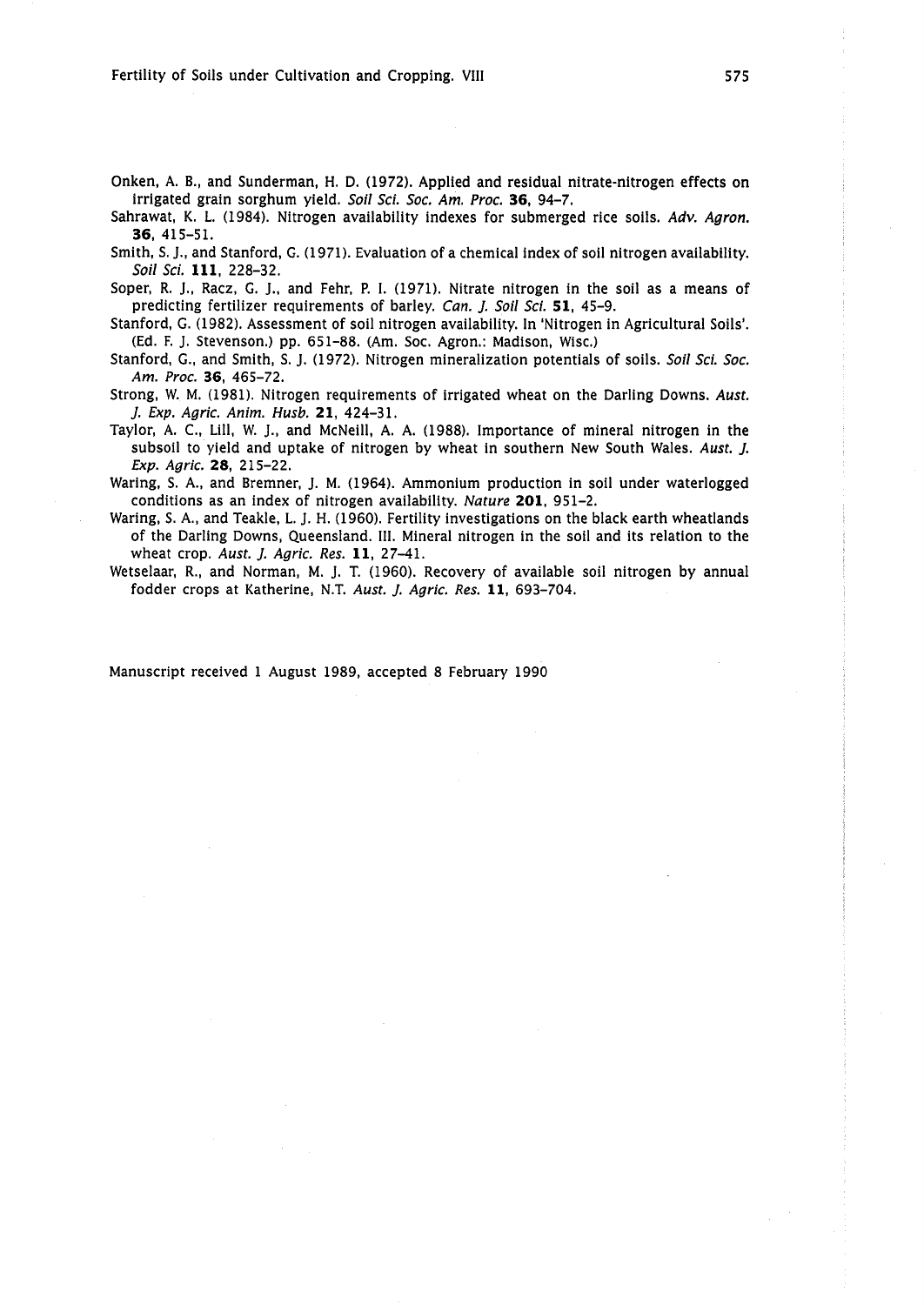Onken, A. B., and Sunderman, H. D. (1972). Applied and residual nitrate-nitrogen effects on irrigated grain sorghum yield. *Soil Sci. Soc. Am. Proc.* **36**, 94–7.

Sahrawat, K. L. (1984). Nitrogen availability indexes for submerged rice soils. *Adv. Agron.* **36**, 415–51.

Smith, S. J., and Stanford, G. (1971). Evaluation of a chemical index of soil nitrogen availability. *Soil Sci.* **111**, 228–32.

Soper, R. J., Racz, G. J., and Fehr, P. I. (1971). Nitrate nitrogen in the soil as a means of predicting fertilizer requirements of barley. *Can. J. Soil Sci.* **51**, 45–9.

Stanford, G. (1982). Assessment of soil nitrogen availability. In 'Nitrogen in Agricultural Soils'. (Ed. F. J. Stevenson.) pp. 651–88. (Am. Soc. Agron.: Madison, Wisc.)

Stanford, G., and Smith, S. J. (1972). Nitrogen mineralization potentials of soils. *Soil Sci. Soc. Am. Proc.* **36**, 465–72.

Strong, W. M. (1981). Nitrogen requirements of irrigated wheat on the Darling Downs. *Aust. J. Exp. Agric. Anim. Husb.* **21**, 424–31.

Taylor, A. C., Lill, W. J., and McNeill, A. A. (1988). Importance of mineral nitrogen in the subsoil to yield and uptake of nitrogen by wheat in southern New South Wales. *Aust. J. Exp. Agric.* **28**, 215–22.

Waring, S. A., and Bremner, J. M. (1964). Ammonium production in soil under waterlogged conditions as an index of nitrogen availability. *Nature* **201**, 951–2.

Waring, S. A., and Teakle, L. J. H. (1960). Fertility investigations on the black earth wheatlands of the Darling Downs, Queensland. III. Mineral nitrogen in the soil and its relation to the wheat crop. *Aust. J. Agric. Res.* **11**, 27–41.

Wetselaar, R., and Norman, M. J. T. (1960). Recovery of available soil nitrogen by annual fodder crops at Katherine, N.T. *Aust. J. Agric. Res.* **11**, 693–704.

Manuscript received 1 August 1989, accepted 8 February 1990